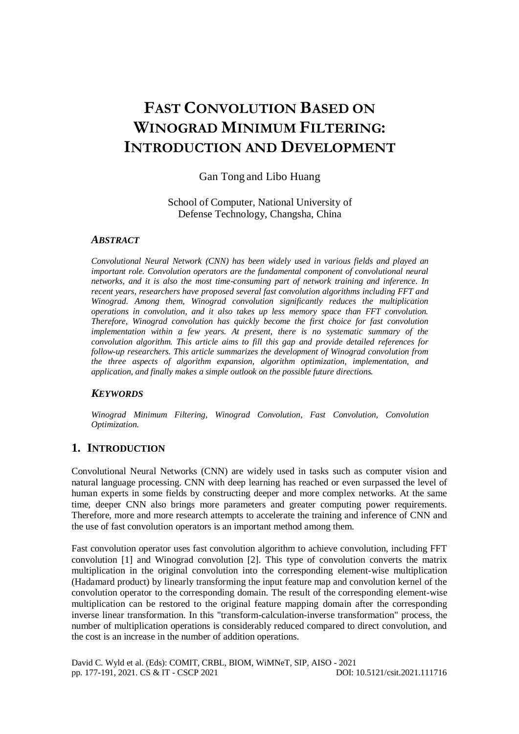# FAST CONVOLUTION BASED ON WINOGRAD MINIMUM FILTERING: INTRODUCTION AND DEVELOPMENT

Gan Tong and Libo Huang

School of Computer, National University of Defense Technology, Changsha, China

### *ABSTRACT*

*Convolutional Neural Network (CNN) has been widely used in various fields and played an important role. Convolution operators are the fundamental component of convolutional neural networks, and it is also the most time-consuming part of network training and inference. In recent years, researchers have proposed several fast convolution algorithms including FFT and Winograd. Among them, Winograd convolution significantly reduces the multiplication operations in convolution, and it also takes up less memory space than FFT convolution. Therefore, Winograd convolution has quickly become the first choice for fast convolution implementation within a few years. At present, there is no systematic summary of the convolution algorithm. This article aims to fill this gap and provide detailed references for follow-up researchers. This article summarizes the development of Winograd convolution from the three aspects of algorithm expansion, algorithm optimization, implementation, and application, and finally makes a simple outlook on the possible future directions.*

### *KEYWORDS*

*Winograd Minimum Filtering, Winograd Convolution, Fast Convolution, Convolution Optimization.*

## 1. INTRODUCTION

Convolutional Neural Networks (CNN) are widely used in tasks such as computer vision and natural language processing. CNN with deep learning has reached or even surpassed the level of human experts in some fields by constructing deeper and more complex networks. At the same time, deeper CNN also brings more parameters and greater computing power requirements. Therefore, more and more research attempts to accelerate the training and inference of CNN and the use of fast convolution operators is an important method among them.

Fast convolution operator uses fast convolution algorithm to achieve convolution, including FFT convolution [1] and Winograd convolution [2]. This type of convolution converts the matrix multiplication in the original convolution into the corresponding element-wise multiplication (Hadamard product) by linearly transforming the input feature map and convolution kernel of the convolution operator to the corresponding domain. The result of the corresponding element-wise multiplication can be restored to the original feature mapping domain after the corresponding inverse linear transformation. In this "transform-calculation-inverse transformation" process, the number of multiplication operations is considerably reduced compared to direct convolution, and the cost is an increase in the number of addition operations.

David C. Wyld et al. (Eds): COMIT, CRBL, BIOM, WiMNeT, SIP, AISO - 2021
pp. 177-191, 2021. CS & IT - CSCP 2021 DOI: 10.5121/csit.2021.111716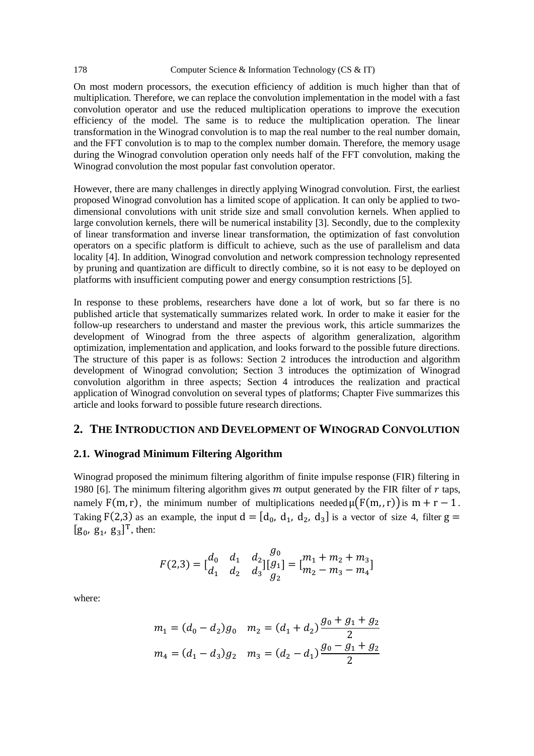On most modern processors, the execution efficiency of addition is much higher than that of multiplication. Therefore, we can replace the convolution implementation in the model with a fast convolution operator and use the reduced multiplication operations to improve the execution efficiency of the model. The same is to reduce the multiplication operation. The linear transformation in the Winograd convolution is to map the real number to the real number domain, and the FFT convolution is to map to the complex number domain. Therefore, the memory usage during the Winograd convolution operation only needs half of the FFT convolution, making the Winograd convolution the most popular fast convolution operator.

However, there are many challenges in directly applying Winograd convolution. First, the earliest proposed Winograd convolution has a limited scope of application. It can only be applied to two-dimensional convolutions with unit stride size and small convolution kernels. When applied to large convolution kernels, there will be numerical instability [3]. Secondly, due to the complexity of linear transformation and inverse linear transformation, the optimization of fast convolution operators on a specific platform is difficult to achieve, such as the use of parallelism and data locality [4]. In addition, Winograd convolution and network compression technology represented by pruning and quantization are difficult to directly combine, so it is not easy to be deployed on platforms with insufficient computing power and energy consumption restrictions [5].

In response to these problems, researchers have done a lot of work, but so far there is no published article that systematically summarizes related work. In order to make it easier for the follow-up researchers to understand and master the previous work, this article summarizes the development of Winograd from the three aspects of algorithm generalization, algorithm optimization, implementation and application, and looks forward to the possible future directions. The structure of this paper is as follows: Section 2 introduces the introduction and algorithm development of Winograd convolution; Section 3 introduces the optimization of Winograd convolution algorithm in three aspects; Section 4 introduces the realization and practical application of Winograd convolution on several types of platforms; Chapter Five summarizes this article and looks forward to possible future research directions.

## 2. The Introduction and Development of Winograd Convolution

### 2.1. Winograd Minimum Filtering Algorithm

Winograd proposed the minimum filtering algorithm of finite impulse response (FIR) filtering in 1980 [6]. The minimum filtering algorithm gives $m$ output generated by the FIR filter of $r$ taps, namely $F(m, r)$, the minimum number of multiplications needed $\mu(F(m,,r))$ is $m + r - 1$. Taking $F(2,3)$ as an example, the input $d = [d_0,\ d_1,\ d_2,\ d_3]$ is a vector of size 4, filter $g = [g_0,\ g_1,\ g_3]^T$, then:

$$F(2,3) = \begin{bmatrix} d_0 & d_1 & d_2 \\ d_1 & d_2 & d_3 \end{bmatrix} \begin{bmatrix} g_0 \\ g_1 \\ g_2 \end{bmatrix} = \begin{bmatrix} m_1 + m_2 + m_3 \\ m_2 - m_3 - m_4 \end{bmatrix}$$

where:

$$m_1 = (d_0 - d_2)g_0 \quad m_2 = (d_1 + d_2)\frac{g_0 + g_1 + g_2}{2}$$

$$m_4 = (d_1 - d_3)g_2 \quad m_3 = (d_2 - d_1)\frac{g_0 - g_1 + g_2}{2}$$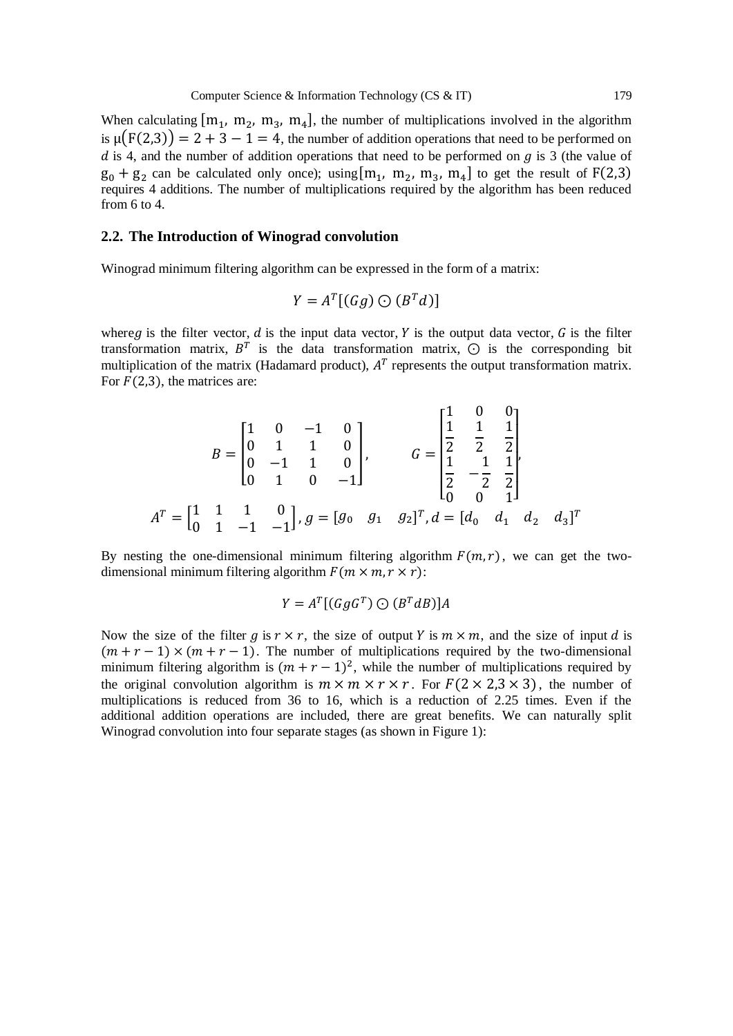When calculating $[m_1, m_2, m_3, m_4]$, the number of multiplications involved in the algorithm is $\mu(F(2,3)) = 2 + 3 - 1 = 4$, the number of addition operations that need to be performed on $d$ is 4, and the number of addition operations that need to be performed on $g$ is 3 (the value of $g_0 + g_2$ can be calculated only once); using$[m_1, m_2, m_3, m_4]$ to get the result of $F(2,3)$ requires 4 additions. The number of multiplications required by the algorithm has been reduced from 6 to 4.

## 2.2. The Introduction of Winograd convolution

Winograd minimum filtering algorithm can be expressed in the form of a matrix:

$$Y = A^T[(Gg) \odot (B^T d)]$$

where$g$ is the filter vector, $d$ is the input data vector, $Y$ is the output data vector, $G$ is the filter transformation matrix, $B^T$ is the data transformation matrix, $\odot$ is the corresponding bit multiplication of the matrix (Hadamard product), $A^T$ represents the output transformation matrix. For $F(2,3)$, the matrices are:

$$B = \begin{bmatrix} 1 & 0 & -1 & 0 \\ 0 & 1 & 1 & 0 \\ 0 & -1 & 1 & 0 \\ 0 & 1 & 0 & -1 \end{bmatrix}, \qquad G = \begin{bmatrix} 1 & 0 & 0 \\ \frac{1}{2} & \frac{1}{2} & \frac{1}{2} \\ \frac{1}{2} & -\frac{1}{2} & \frac{1}{2} \\ 0 & 0 & 1 \end{bmatrix},$$

$$A^T = \begin{bmatrix} 1 & 1 & 1 & 0 \\ 0 & 1 & -1 & -1 \end{bmatrix}, g = [g_0 \quad g_1 \quad g_2]^T, d = [d_0 \quad d_1 \quad d_2 \quad d_3]^T$$

By nesting the one-dimensional minimum filtering algorithm $F(m,r)$, we can get the two-dimensional minimum filtering algorithm $F(m \times m, r \times r)$:

$$Y = A^T[(GgG^T) \odot (B^T dB)]A$$

Now the size of the filter $g$ is $r \times r$, the size of output $Y$ is $m \times m$, and the size of input $d$ is $(m + r - 1) \times (m + r - 1)$. The number of multiplications required by the two-dimensional minimum filtering algorithm is $(m + r - 1)^2$, while the number of multiplications required by the original convolution algorithm is $m \times m \times r \times r$. For $F(2 \times 2, 3 \times 3)$, the number of multiplications is reduced from 36 to 16, which is a reduction of 2.25 times. Even if the additional addition operations are included, there are great benefits. We can naturally split Winograd convolution into four separate stages (as shown in Figure 1):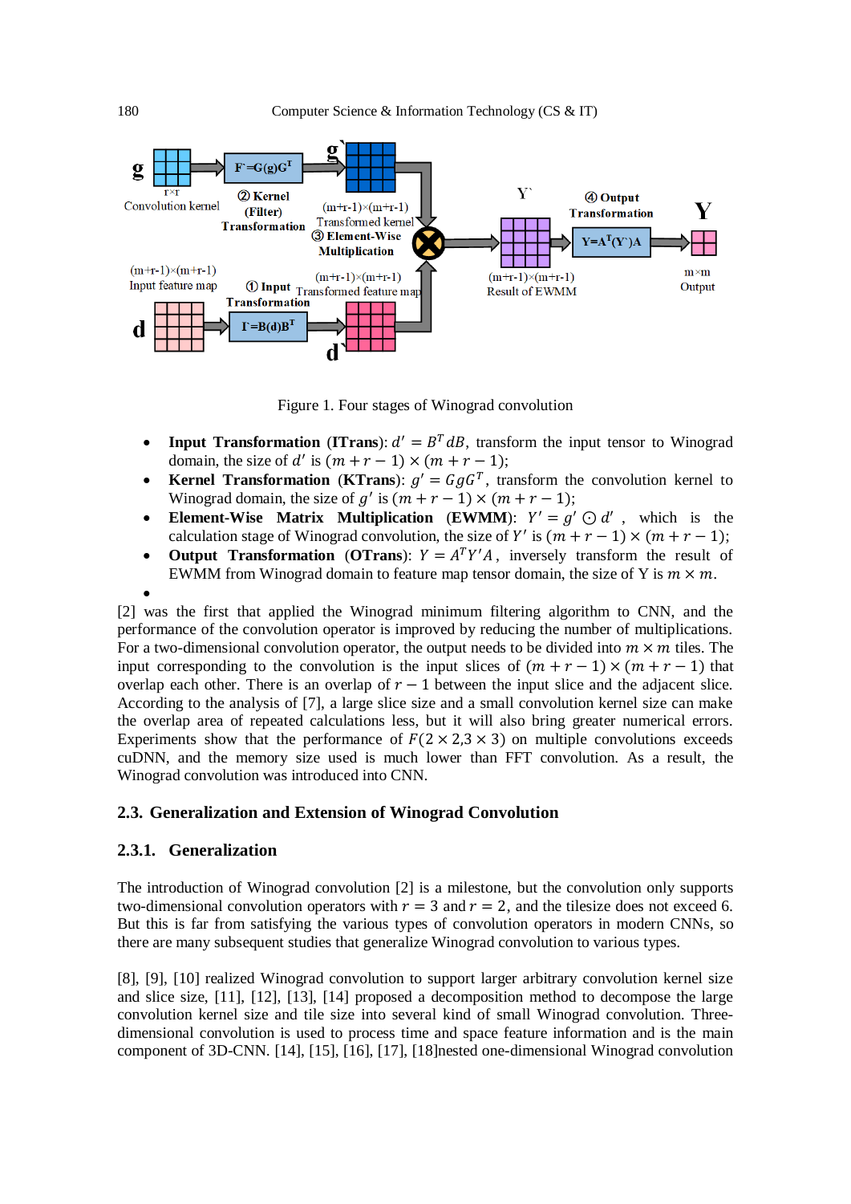Figure 1. Four stages of Winograd convolution

- **Input Transformation (ITrans)**: $d' = B^T dB$, transform the input tensor to Winograd domain, the size of $d'$ is $(m + r - 1) \times (m + r - 1)$;
- **Kernel Transformation (KTrans)**: $g' = GgG^T$, transform the convolution kernel to Winograd domain, the size of $g'$ is $(m + r - 1) \times (m + r - 1)$;
- **Element-Wise Matrix Multiplication (EWMM)**: $Y' = g' \odot d'$, which is the calculation stage of Winograd convolution, the size of $Y'$ is $(m + r - 1) \times (m + r - 1)$;
- **Output Transformation (OTrans)**: $Y = A^T Y' A$, inversely transform the result of EWMM from Winograd domain to feature map tensor domain, the size of Y is $m \times m$.
-

[2] was the first that applied the Winograd minimum filtering algorithm to CNN, and the performance of the convolution operator is improved by reducing the number of multiplications. For a two-dimensional convolution operator, the output needs to be divided into $m \times m$ tiles. The input corresponding to the convolution is the input slices of $(m + r - 1) \times (m + r - 1)$ that overlap each other. There is an overlap of $r - 1$ between the input slice and the adjacent slice. According to the analysis of [7], a large slice size and a small convolution kernel size can make the overlap area of repeated calculations less, but it will also bring greater numerical errors. Experiments show that the performance of $F(2 \times 2{,}3 \times 3)$ on multiple convolutions exceeds cuDNN, and the memory size used is much lower than FFT convolution. As a result, the Winograd convolution was introduced into CNN.

### 2.3. Generalization and Extension of Winograd Convolution

#### 2.3.1. Generalization

The introduction of Winograd convolution [2] is a milestone, but the convolution only supports two-dimensional convolution operators with $r = 3$ and $r = 2$, and the tilesize does not exceed 6. But this is far from satisfying the various types of convolution operators in modern CNNs, so there are many subsequent studies that generalize Winograd convolution to various types.

[8], [9], [10] realized Winograd convolution to support larger arbitrary convolution kernel size and slice size, [11], [12], [13], [14] proposed a decomposition method to decompose the large convolution kernel size and tile size into several kind of small Winograd convolution. Three-dimensional convolution is used to process time and space feature information and is the main component of 3D-CNN. [14], [15], [16], [17], [18]nested one-dimensional Winograd convolution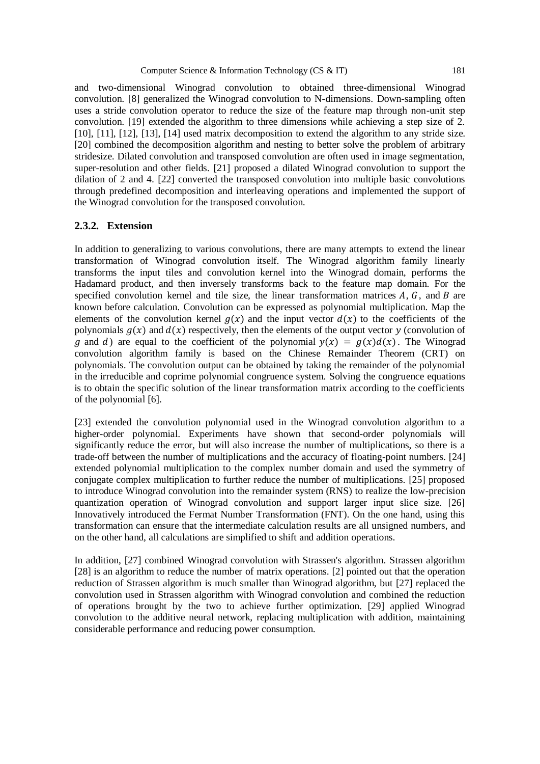and two-dimensional Winograd convolution to obtained three-dimensional Winograd convolution. [8] generalized the Winograd convolution to N-dimensions. Down-sampling often uses a stride convolution operator to reduce the size of the feature map through non-unit step convolution. [19] extended the algorithm to three dimensions while achieving a step size of 2. [10], [11], [12], [13], [14] used matrix decomposition to extend the algorithm to any stride size. [20] combined the decomposition algorithm and nesting to better solve the problem of arbitrary stridesize. Dilated convolution and transposed convolution are often used in image segmentation, super-resolution and other fields. [21] proposed a dilated Winograd convolution to support the dilation of 2 and 4. [22] converted the transposed convolution into multiple basic convolutions through predefined decomposition and interleaving operations and implemented the support of the Winograd convolution for the transposed convolution.

### 2.3.2. Extension

In addition to generalizing to various convolutions, there are many attempts to extend the linear transformation of Winograd convolution itself. The Winograd algorithm family linearly transforms the input tiles and convolution kernel into the Winograd domain, performs the Hadamard product, and then inversely transforms back to the feature map domain. For the specified convolution kernel and tile size, the linear transformation matrices $A$, $G$, and $B$ are known before calculation. Convolution can be expressed as polynomial multiplication. Map the elements of the convolution kernel $g(x)$ and the input vector $d(x)$ to the coefficients of the polynomials $g(x)$ and $d(x)$ respectively, then the elements of the output vector $y$ (convolution of $g$ and $d$) are equal to the coefficient of the polynomial $y(x) = g(x)d(x)$. The Winograd convolution algorithm family is based on the Chinese Remainder Theorem (CRT) on polynomials. The convolution output can be obtained by taking the remainder of the polynomial in the irreducible and coprime polynomial congruence system. Solving the congruence equations is to obtain the specific solution of the linear transformation matrix according to the coefficients of the polynomial [6].

[23] extended the convolution polynomial used in the Winograd convolution algorithm to a higher-order polynomial. Experiments have shown that second-order polynomials will significantly reduce the error, but will also increase the number of multiplications, so there is a trade-off between the number of multiplications and the accuracy of floating-point numbers. [24] extended polynomial multiplication to the complex number domain and used the symmetry of conjugate complex multiplication to further reduce the number of multiplications. [25] proposed to introduce Winograd convolution into the remainder system (RNS) to realize the low-precision quantization operation of Winograd convolution and support larger input slice size. [26] Innovatively introduced the Fermat Number Transformation (FNT). On the one hand, using this transformation can ensure that the intermediate calculation results are all unsigned numbers, and on the other hand, all calculations are simplified to shift and addition operations.

In addition, [27] combined Winograd convolution with Strassen's algorithm. Strassen algorithm [28] is an algorithm to reduce the number of matrix operations. [2] pointed out that the operation reduction of Strassen algorithm is much smaller than Winograd algorithm, but [27] replaced the convolution used in Strassen algorithm with Winograd convolution and combined the reduction of operations brought by the two to achieve further optimization. [29] applied Winograd convolution to the additive neural network, replacing multiplication with addition, maintaining considerable performance and reducing power consumption.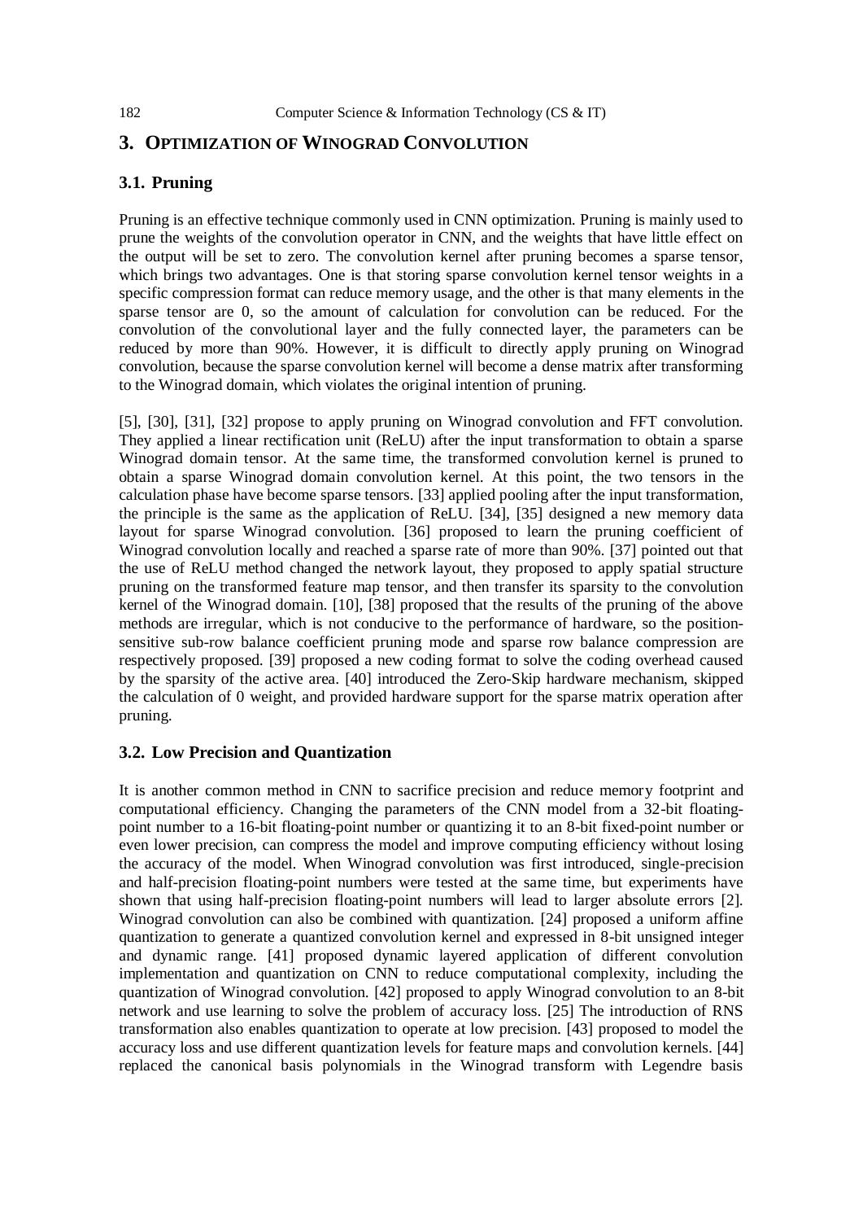## 3. OPTIMIZATION OF WINOGRAD CONVOLUTION

### 3.1. Pruning

Pruning is an effective technique commonly used in CNN optimization. Pruning is mainly used to prune the weights of the convolution operator in CNN, and the weights that have little effect on the output will be set to zero. The convolution kernel after pruning becomes a sparse tensor, which brings two advantages. One is that storing sparse convolution kernel tensor weights in a specific compression format can reduce memory usage, and the other is that many elements in the sparse tensor are 0, so the amount of calculation for convolution can be reduced. For the convolution of the convolutional layer and the fully connected layer, the parameters can be reduced by more than 90%. However, it is difficult to directly apply pruning on Winograd convolution, because the sparse convolution kernel will become a dense matrix after transforming to the Winograd domain, which violates the original intention of pruning.

[5], [30], [31], [32] propose to apply pruning on Winograd convolution and FFT convolution. They applied a linear rectification unit (ReLU) after the input transformation to obtain a sparse Winograd domain tensor. At the same time, the transformed convolution kernel is pruned to obtain a sparse Winograd domain convolution kernel. At this point, the two tensors in the calculation phase have become sparse tensors. [33] applied pooling after the input transformation, the principle is the same as the application of ReLU. [34], [35] designed a new memory data layout for sparse Winograd convolution. [36] proposed to learn the pruning coefficient of Winograd convolution locally and reached a sparse rate of more than 90%. [37] pointed out that the use of ReLU method changed the network layout, they proposed to apply spatial structure pruning on the transformed feature map tensor, and then transfer its sparsity to the convolution kernel of the Winograd domain. [10], [38] proposed that the results of the pruning of the above methods are irregular, which is not conducive to the performance of hardware, so the position-sensitive sub-row balance coefficient pruning mode and sparse row balance compression are respectively proposed. [39] proposed a new coding format to solve the coding overhead caused by the sparsity of the active area. [40] introduced the Zero-Skip hardware mechanism, skipped the calculation of 0 weight, and provided hardware support for the sparse matrix operation after pruning.

### 3.2. Low Precision and Quantization

It is another common method in CNN to sacrifice precision and reduce memory footprint and computational efficiency. Changing the parameters of the CNN model from a 32-bit floating-point number to a 16-bit floating-point number or quantizing it to an 8-bit fixed-point number or even lower precision, can compress the model and improve computing efficiency without losing the accuracy of the model. When Winograd convolution was first introduced, single-precision and half-precision floating-point numbers were tested at the same time, but experiments have shown that using half-precision floating-point numbers will lead to larger absolute errors [2]. Winograd convolution can also be combined with quantization. [24] proposed a uniform affine quantization to generate a quantized convolution kernel and expressed in 8-bit unsigned integer and dynamic range. [41] proposed dynamic layered application of different convolution implementation and quantization on CNN to reduce computational complexity, including the quantization of Winograd convolution. [42] proposed to apply Winograd convolution to an 8-bit network and use learning to solve the problem of accuracy loss. [25] The introduction of RNS transformation also enables quantization to operate at low precision. [43] proposed to model the accuracy loss and use different quantization levels for feature maps and convolution kernels. [44] replaced the canonical basis polynomials in the Winograd transform with Legendre basis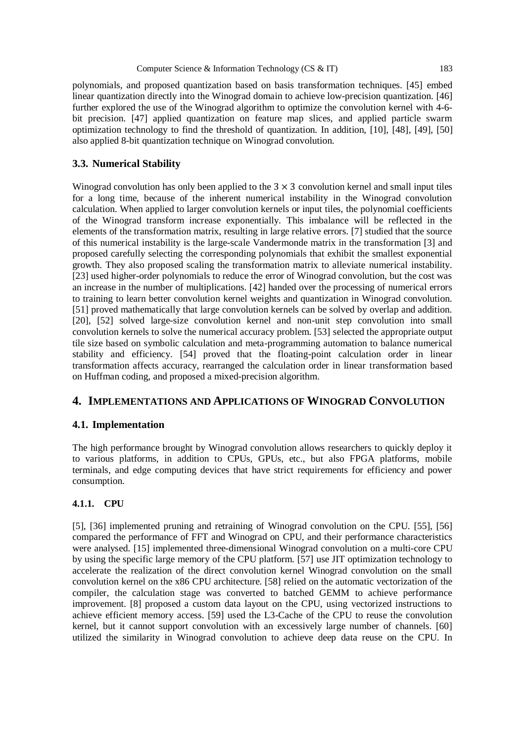polynomials, and proposed quantization based on basis transformation techniques. [45] embed linear quantization directly into the Winograd domain to achieve low-precision quantization. [46] further explored the use of the Winograd algorithm to optimize the convolution kernel with 4-6-bit precision. [47] applied quantization on feature map slices, and applied particle swarm optimization technology to find the threshold of quantization. In addition, [10], [48], [49], [50] also applied 8-bit quantization technique on Winograd convolution.

### 3.3. Numerical Stability

Winograd convolution has only been applied to the $3 \times 3$ convolution kernel and small input tiles for a long time, because of the inherent numerical instability in the Winograd convolution calculation. When applied to larger convolution kernels or input tiles, the polynomial coefficients of the Winograd transform increase exponentially. This imbalance will be reflected in the elements of the transformation matrix, resulting in large relative errors. [7] studied that the source of this numerical instability is the large-scale Vandermonde matrix in the transformation [3] and proposed carefully selecting the corresponding polynomials that exhibit the smallest exponential growth. They also proposed scaling the transformation matrix to alleviate numerical instability. [23] used higher-order polynomials to reduce the error of Winograd convolution, but the cost was an increase in the number of multiplications. [42] handed over the processing of numerical errors to training to learn better convolution kernel weights and quantization in Winograd convolution. [51] proved mathematically that large convolution kernels can be solved by overlap and addition. [20], [52] solved large-size convolution kernel and non-unit step convolution into small convolution kernels to solve the numerical accuracy problem. [53] selected the appropriate output tile size based on symbolic calculation and meta-programming automation to balance numerical stability and efficiency. [54] proved that the floating-point calculation order in linear transformation affects accuracy, rearranged the calculation order in linear transformation based on Huffman coding, and proposed a mixed-precision algorithm.

## 4. Implementations and Applications of Winograd Convolution

### 4.1. Implementation

The high performance brought by Winograd convolution allows researchers to quickly deploy it to various platforms, in addition to CPUs, GPUs, etc., but also FPGA platforms, mobile terminals, and edge computing devices that have strict requirements for efficiency and power consumption.

#### 4.1.1. CPU

[5], [36] implemented pruning and retraining of Winograd convolution on the CPU. [55], [56] compared the performance of FFT and Winograd on CPU, and their performance characteristics were analysed. [15] implemented three-dimensional Winograd convolution on a multi-core CPU by using the specific large memory of the CPU platform. [57] use JIT optimization technology to accelerate the realization of the direct convolution kernel Winograd convolution on the small convolution kernel on the x86 CPU architecture. [58] relied on the automatic vectorization of the compiler, the calculation stage was converted to batched GEMM to achieve performance improvement. [8] proposed a custom data layout on the CPU, using vectorized instructions to achieve efficient memory access. [59] used the L3-Cache of the CPU to reuse the convolution kernel, but it cannot support convolution with an excessively large number of channels. [60] utilized the similarity in Winograd convolution to achieve deep data reuse on the CPU. In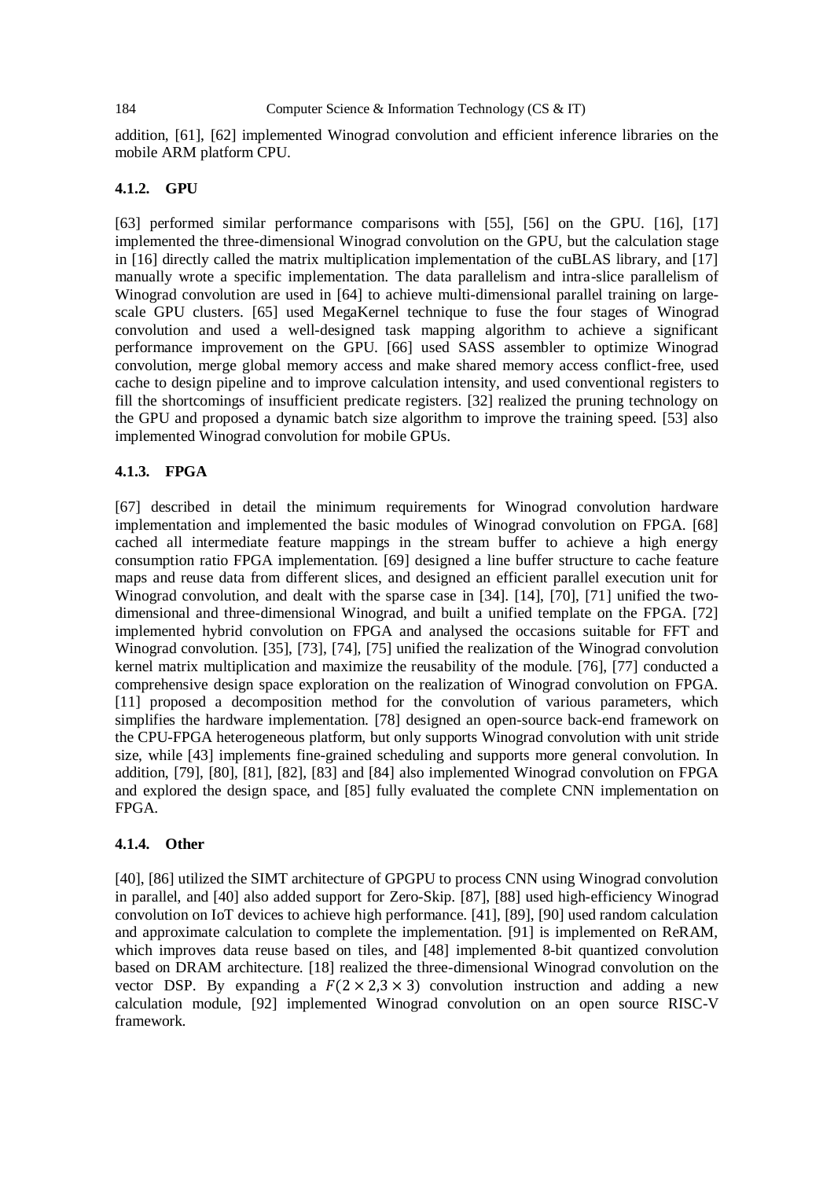addition, [61], [62] implemented Winograd convolution and efficient inference libraries on the mobile ARM platform CPU.

#### 4.1.2. GPU

[63] performed similar performance comparisons with [55], [56] on the GPU. [16], [17] implemented the three-dimensional Winograd convolution on the GPU, but the calculation stage in [16] directly called the matrix multiplication implementation of the cuBLAS library, and [17] manually wrote a specific implementation. The data parallelism and intra-slice parallelism of Winograd convolution are used in [64] to achieve multi-dimensional parallel training on large-scale GPU clusters. [65] used MegaKernel technique to fuse the four stages of Winograd convolution and used a well-designed task mapping algorithm to achieve a significant performance improvement on the GPU. [66] used SASS assembler to optimize Winograd convolution, merge global memory access and make shared memory access conflict-free, used cache to design pipeline and to improve calculation intensity, and used conventional registers to fill the shortcomings of insufficient predicate registers. [32] realized the pruning technology on the GPU and proposed a dynamic batch size algorithm to improve the training speed. [53] also implemented Winograd convolution for mobile GPUs.

#### 4.1.3. FPGA

[67] described in detail the minimum requirements for Winograd convolution hardware implementation and implemented the basic modules of Winograd convolution on FPGA. [68] cached all intermediate feature mappings in the stream buffer to achieve a high energy consumption ratio FPGA implementation. [69] designed a line buffer structure to cache feature maps and reuse data from different slices, and designed an efficient parallel execution unit for Winograd convolution, and dealt with the sparse case in [34]. [14], [70], [71] unified the two-dimensional and three-dimensional Winograd, and built a unified template on the FPGA. [72] implemented hybrid convolution on FPGA and analysed the occasions suitable for FFT and Winograd convolution. [35], [73], [74], [75] unified the realization of the Winograd convolution kernel matrix multiplication and maximize the reusability of the module. [76], [77] conducted a comprehensive design space exploration on the realization of Winograd convolution on FPGA. [11] proposed a decomposition method for the convolution of various parameters, which simplifies the hardware implementation. [78] designed an open-source back-end framework on the CPU-FPGA heterogeneous platform, but only supports Winograd convolution with unit stride size, while [43] implements fine-grained scheduling and supports more general convolution. In addition, [79], [80], [81], [82], [83] and [84] also implemented Winograd convolution on FPGA and explored the design space, and [85] fully evaluated the complete CNN implementation on FPGA.

#### 4.1.4. Other

[40], [86] utilized the SIMT architecture of GPGPU to process CNN using Winograd convolution in parallel, and [40] also added support for Zero-Skip. [87], [88] used high-efficiency Winograd convolution on IoT devices to achieve high performance. [41], [89], [90] used random calculation and approximate calculation to complete the implementation. [91] is implemented on ReRAM, which improves data reuse based on tiles, and [48] implemented 8-bit quantized convolution based on DRAM architecture. [18] realized the three-dimensional Winograd convolution on the vector DSP. By expanding a $F(2 \times 2, 3 \times 3)$ convolution instruction and adding a new calculation module, [92] implemented Winograd convolution on an open source RISC-V framework.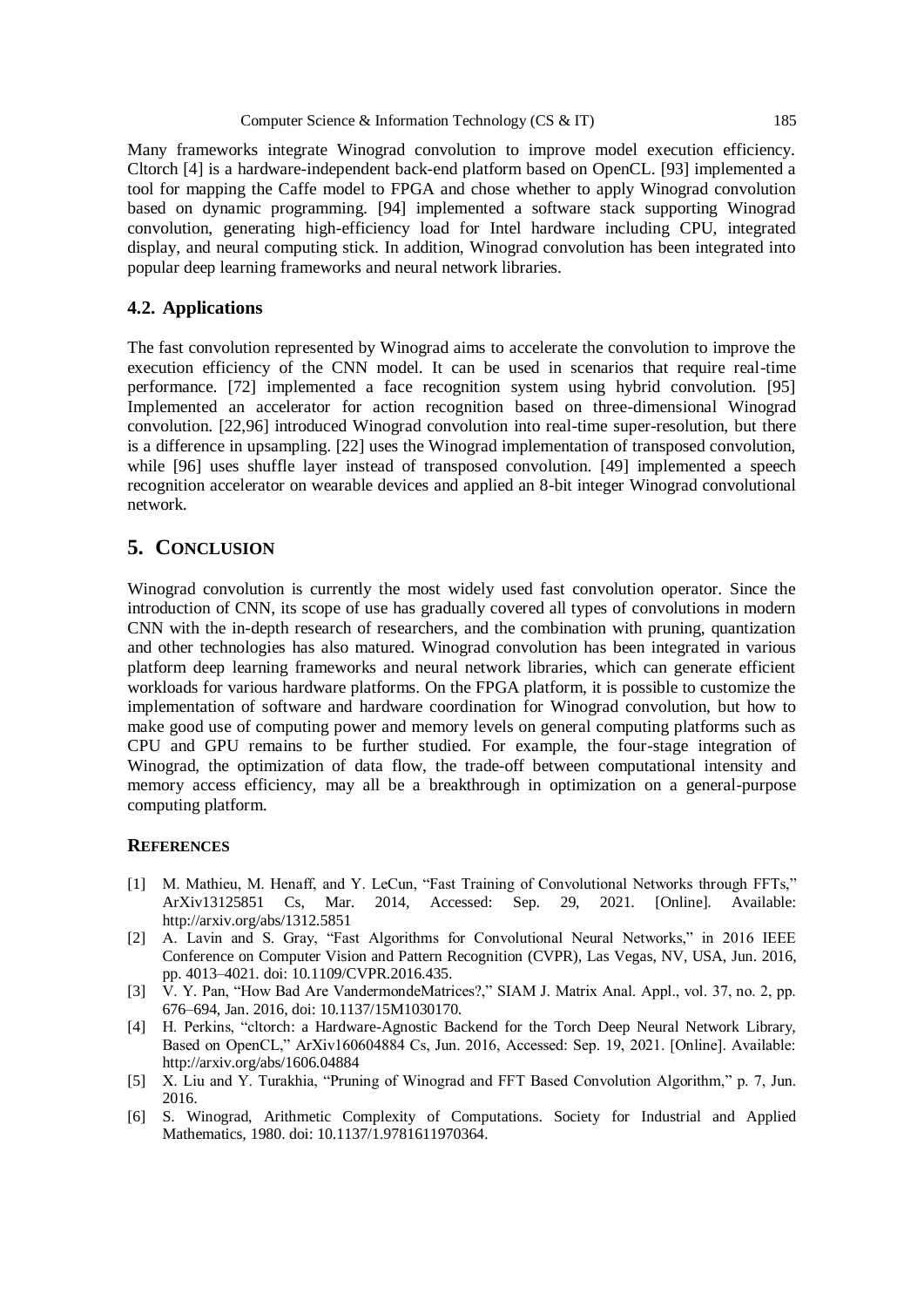Many frameworks integrate Winograd convolution to improve model execution efficiency. Cltorch [4] is a hardware-independent back-end platform based on OpenCL. [93] implemented a tool for mapping the Caffe model to FPGA and chose whether to apply Winograd convolution based on dynamic programming. [94] implemented a software stack supporting Winograd convolution, generating high-efficiency load for Intel hardware including CPU, integrated display, and neural computing stick. In addition, Winograd convolution has been integrated into popular deep learning frameworks and neural network libraries.

### 4.2. Applications

The fast convolution represented by Winograd aims to accelerate the convolution to improve the execution efficiency of the CNN model. It can be used in scenarios that require real-time performance. [72] implemented a face recognition system using hybrid convolution. [95] Implemented an accelerator for action recognition based on three-dimensional Winograd convolution. [22,96] introduced Winograd convolution into real-time super-resolution, but there is a difference in upsampling. [22] uses the Winograd implementation of transposed convolution, while [96] uses shuffle layer instead of transposed convolution. [49] implemented a speech recognition accelerator on wearable devices and applied an 8-bit integer Winograd convolutional network.

## 5. Conclusion

Winograd convolution is currently the most widely used fast convolution operator. Since the introduction of CNN, its scope of use has gradually covered all types of convolutions in modern CNN with the in-depth research of researchers, and the combination with pruning, quantization and other technologies has also matured. Winograd convolution has been integrated in various platform deep learning frameworks and neural network libraries, which can generate efficient workloads for various hardware platforms. On the FPGA platform, it is possible to customize the implementation of software and hardware coordination for Winograd convolution, but how to make good use of computing power and memory levels on general computing platforms such as CPU and GPU remains to be further studied. For example, the four-stage integration of Winograd, the optimization of data flow, the trade-off between computational intensity and memory access efficiency, may all be a breakthrough in optimization on a general-purpose computing platform.

### References

- [1] M. Mathieu, M. Henaff, and Y. LeCun, "Fast Training of Convolutional Networks through FFTs," ArXiv13125851 Cs, Mar. 2014, Accessed: Sep. 29, 2021. [Online]. Available: http://arxiv.org/abs/1312.5851
- [2] A. Lavin and S. Gray, "Fast Algorithms for Convolutional Neural Networks," in 2016 IEEE Conference on Computer Vision and Pattern Recognition (CVPR), Las Vegas, NV, USA, Jun. 2016, pp. 4013–4021. doi: 10.1109/CVPR.2016.435.
- [3] V. Y. Pan, "How Bad Are VandermondeMatrices?," SIAM J. Matrix Anal. Appl., vol. 37, no. 2, pp. 676–694, Jan. 2016, doi: 10.1137/15M1030170.
- [4] H. Perkins, "cltorch: a Hardware-Agnostic Backend for the Torch Deep Neural Network Library, Based on OpenCL," ArXiv160604884 Cs, Jun. 2016, Accessed: Sep. 19, 2021. [Online]. Available: http://arxiv.org/abs/1606.04884
- [5] X. Liu and Y. Turakhia, "Pruning of Winograd and FFT Based Convolution Algorithm," p. 7, Jun. 2016.
- [6] S. Winograd, Arithmetic Complexity of Computations. Society for Industrial and Applied Mathematics, 1980. doi: 10.1137/1.9781611970364.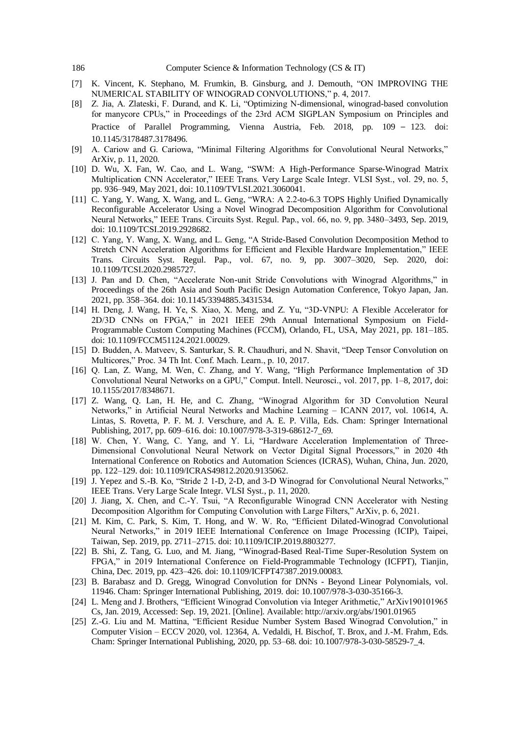[7] K. Vincent, K. Stephano, M. Frumkin, B. Ginsburg, and J. Demouth, "ON IMPROVING THE NUMERICAL STABILITY OF WINOGRAD CONVOLUTIONS," p. 4, 2017.

[8] Z. Jia, A. Zlateski, F. Durand, and K. Li, "Optimizing N-dimensional, winograd-based convolution for manycore CPUs," in Proceedings of the 23rd ACM SIGPLAN Symposium on Principles and Practice of Parallel Programming, Vienna Austria, Feb. 2018, pp. 109 – 123. doi: 10.1145/3178487.3178496.

[9] A. Cariow and G. Cariowa, "Minimal Filtering Algorithms for Convolutional Neural Networks," ArXiv, p. 11, 2020.

[10] D. Wu, X. Fan, W. Cao, and L. Wang, "SWM: A High-Performance Sparse-Winograd Matrix Multiplication CNN Accelerator," IEEE Trans. Very Large Scale Integr. VLSI Syst., vol. 29, no. 5, pp. 936–949, May 2021, doi: 10.1109/TVLSI.2021.3060041.

[11] C. Yang, Y. Wang, X. Wang, and L. Geng, "WRA: A 2.2-to-6.3 TOPS Highly Unified Dynamically Reconfigurable Accelerator Using a Novel Winograd Decomposition Algorithm for Convolutional Neural Networks," IEEE Trans. Circuits Syst. Regul. Pap., vol. 66, no. 9, pp. 3480–3493, Sep. 2019, doi: 10.1109/TCSI.2019.2928682.

[12] C. Yang, Y. Wang, X. Wang, and L. Geng, "A Stride-Based Convolution Decomposition Method to Stretch CNN Acceleration Algorithms for Efficient and Flexible Hardware Implementation," IEEE Trans. Circuits Syst. Regul. Pap., vol. 67, no. 9, pp. 3007–3020, Sep. 2020, doi: 10.1109/TCSI.2020.2985727.

[13] J. Pan and D. Chen, "Accelerate Non-unit Stride Convolutions with Winograd Algorithms," in Proceedings of the 26th Asia and South Pacific Design Automation Conference, Tokyo Japan, Jan. 2021, pp. 358–364. doi: 10.1145/3394885.3431534.

[14] H. Deng, J. Wang, H. Ye, S. Xiao, X. Meng, and Z. Yu, "3D-VNPU: A Flexible Accelerator for 2D/3D CNNs on FPGA," in 2021 IEEE 29th Annual International Symposium on Field-Programmable Custom Computing Machines (FCCM), Orlando, FL, USA, May 2021, pp. 181–185. doi: 10.1109/FCCM51124.2021.00029.

[15] D. Budden, A. Matveev, S. Santurkar, S. R. Chaudhuri, and N. Shavit, "Deep Tensor Convolution on Multicores," Proc. 34 Th Int. Conf. Mach. Learn., p. 10, 2017.

[16] Q. Lan, Z. Wang, M. Wen, C. Zhang, and Y. Wang, "High Performance Implementation of 3D Convolutional Neural Networks on a GPU," Comput. Intell. Neurosci., vol. 2017, pp. 1–8, 2017, doi: 10.1155/2017/8348671.

[17] Z. Wang, Q. Lan, H. He, and C. Zhang, "Winograd Algorithm for 3D Convolution Neural Networks," in Artificial Neural Networks and Machine Learning – ICANN 2017, vol. 10614, A. Lintas, S. Rovetta, P. F. M. J. Verschure, and A. E. P. Villa, Eds. Cham: Springer International Publishing, 2017, pp. 609–616. doi: 10.1007/978-3-319-68612-7_69.

[18] W. Chen, Y. Wang, C. Yang, and Y. Li, "Hardware Acceleration Implementation of Three-Dimensional Convolutional Neural Network on Vector Digital Signal Processors," in 2020 4th International Conference on Robotics and Automation Sciences (ICRAS), Wuhan, China, Jun. 2020, pp. 122–129. doi: 10.1109/ICRAS49812.2020.9135062.

[19] J. Yepez and S.-B. Ko, "Stride 2 1-D, 2-D, and 3-D Winograd for Convolutional Neural Networks," IEEE Trans. Very Large Scale Integr. VLSI Syst., p. 11, 2020.

[20] J. Jiang, X. Chen, and C.-Y. Tsui, "A Reconfigurable Winograd CNN Accelerator with Nesting Decomposition Algorithm for Computing Convolution with Large Filters," ArXiv, p. 6, 2021.

[21] M. Kim, C. Park, S. Kim, T. Hong, and W. W. Ro, "Efficient Dilated-Winograd Convolutional Neural Networks," in 2019 IEEE International Conference on Image Processing (ICIP), Taipei, Taiwan, Sep. 2019, pp. 2711–2715. doi: 10.1109/ICIP.2019.8803277.

[22] B. Shi, Z. Tang, G. Luo, and M. Jiang, "Winograd-Based Real-Time Super-Resolution System on FPGA," in 2019 International Conference on Field-Programmable Technology (ICFPT), Tianjin, China, Dec. 2019, pp. 423–426. doi: 10.1109/ICFPT47387.2019.00083.

[23] B. Barabasz and D. Gregg, Winograd Convolution for DNNs - Beyond Linear Polynomials, vol. 11946. Cham: Springer International Publishing, 2019. doi: 10.1007/978-3-030-35166-3.

[24] L. Meng and J. Brothers, "Efficient Winograd Convolution via Integer Arithmetic," ArXiv190101965 Cs, Jan. 2019, Accessed: Sep. 19, 2021. [Online]. Available: http://arxiv.org/abs/1901.01965

[25] Z.-G. Liu and M. Mattina, "Efficient Residue Number System Based Winograd Convolution," in Computer Vision – ECCV 2020, vol. 12364, A. Vedaldi, H. Bischof, T. Brox, and J.-M. Frahm, Eds. Cham: Springer International Publishing, 2020, pp. 53–68. doi: 10.1007/978-3-030-58529-7_4.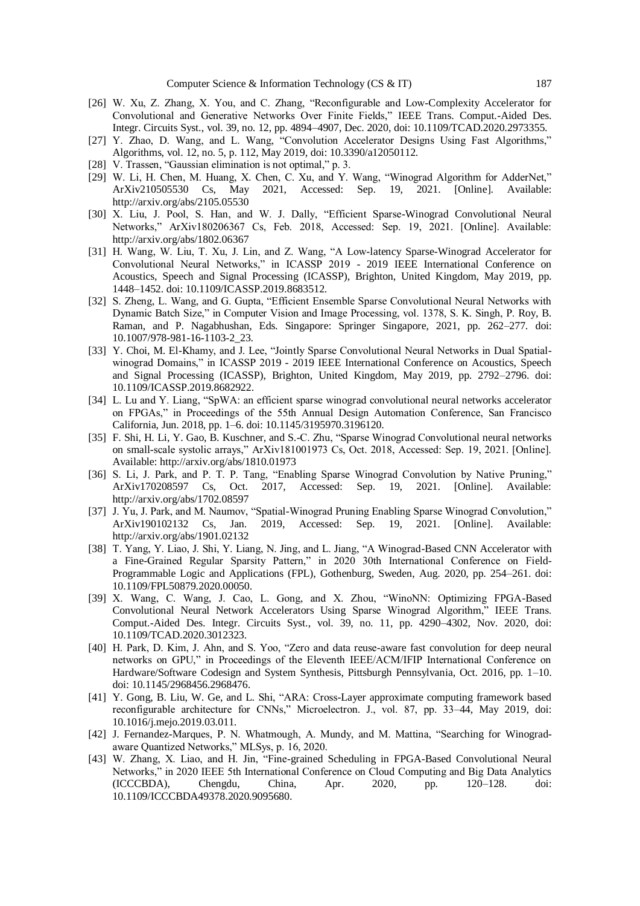[26] W. Xu, Z. Zhang, X. You, and C. Zhang, "Reconfigurable and Low-Complexity Accelerator for Convolutional and Generative Networks Over Finite Fields," IEEE Trans. Comput.-Aided Des. Integr. Circuits Syst., vol. 39, no. 12, pp. 4894–4907, Dec. 2020, doi: 10.1109/TCAD.2020.2973355.

[27] Y. Zhao, D. Wang, and L. Wang, "Convolution Accelerator Designs Using Fast Algorithms," Algorithms, vol. 12, no. 5, p. 112, May 2019, doi: 10.3390/a12050112.

[28] V. Trassen, "Gaussian elimination is not optimal," p. 3.

[29] W. Li, H. Chen, M. Huang, X. Chen, C. Xu, and Y. Wang, "Winograd Algorithm for AdderNet," ArXiv210505530 Cs, May 2021, Accessed: Sep. 19, 2021. [Online]. Available: http://arxiv.org/abs/2105.05530

[30] X. Liu, J. Pool, S. Han, and W. J. Dally, "Efficient Sparse-Winograd Convolutional Neural Networks," ArXiv180206367 Cs, Feb. 2018, Accessed: Sep. 19, 2021. [Online]. Available: http://arxiv.org/abs/1802.06367

[31] H. Wang, W. Liu, T. Xu, J. Lin, and Z. Wang, "A Low-latency Sparse-Winograd Accelerator for Convolutional Neural Networks," in ICASSP 2019 - 2019 IEEE International Conference on Acoustics, Speech and Signal Processing (ICASSP), Brighton, United Kingdom, May 2019, pp. 1448–1452. doi: 10.1109/ICASSP.2019.8683512.

[32] S. Zheng, L. Wang, and G. Gupta, "Efficient Ensemble Sparse Convolutional Neural Networks with Dynamic Batch Size," in Computer Vision and Image Processing, vol. 1378, S. K. Singh, P. Roy, B. Raman, and P. Nagabhushan, Eds. Singapore: Springer Singapore, 2021, pp. 262–277. doi: 10.1007/978-981-16-1103-2_23.

[33] Y. Choi, M. El-Khamy, and J. Lee, "Jointly Sparse Convolutional Neural Networks in Dual Spatial-winograd Domains," in ICASSP 2019 - 2019 IEEE International Conference on Acoustics, Speech and Signal Processing (ICASSP), Brighton, United Kingdom, May 2019, pp. 2792–2796. doi: 10.1109/ICASSP.2019.8682922.

[34] L. Lu and Y. Liang, "SpWA: an efficient sparse winograd convolutional neural networks accelerator on FPGAs," in Proceedings of the 55th Annual Design Automation Conference, San Francisco California, Jun. 2018, pp. 1–6. doi: 10.1145/3195970.3196120.

[35] F. Shi, H. Li, Y. Gao, B. Kuschner, and S.-C. Zhu, "Sparse Winograd Convolutional neural networks on small-scale systolic arrays," ArXiv181001973 Cs, Oct. 2018, Accessed: Sep. 19, 2021. [Online]. Available: http://arxiv.org/abs/1810.01973

[36] S. Li, J. Park, and P. T. P. Tang, "Enabling Sparse Winograd Convolution by Native Pruning," ArXiv170208597 Cs, Oct. 2017, Accessed: Sep. 19, 2021. [Online]. Available: http://arxiv.org/abs/1702.08597

[37] J. Yu, J. Park, and M. Naumov, "Spatial-Winograd Pruning Enabling Sparse Winograd Convolution," ArXiv190102132 Cs, Jan. 2019, Accessed: Sep. 19, 2021. [Online]. Available: http://arxiv.org/abs/1901.02132

[38] T. Yang, Y. Liao, J. Shi, Y. Liang, N. Jing, and L. Jiang, "A Winograd-Based CNN Accelerator with a Fine-Grained Regular Sparsity Pattern," in 2020 30th International Conference on Field-Programmable Logic and Applications (FPL), Gothenburg, Sweden, Aug. 2020, pp. 254–261. doi: 10.1109/FPL50879.2020.00050.

[39] X. Wang, C. Wang, J. Cao, L. Gong, and X. Zhou, "WinoNN: Optimizing FPGA-Based Convolutional Neural Network Accelerators Using Sparse Winograd Algorithm," IEEE Trans. Comput.-Aided Des. Integr. Circuits Syst., vol. 39, no. 11, pp. 4290–4302, Nov. 2020, doi: 10.1109/TCAD.2020.3012323.

[40] H. Park, D. Kim, J. Ahn, and S. Yoo, "Zero and data reuse-aware fast convolution for deep neural networks on GPU," in Proceedings of the Eleventh IEEE/ACM/IFIP International Conference on Hardware/Software Codesign and System Synthesis, Pittsburgh Pennsylvania, Oct. 2016, pp. 1–10. doi: 10.1145/2968456.2968476.

[41] Y. Gong, B. Liu, W. Ge, and L. Shi, "ARA: Cross-Layer approximate computing framework based reconfigurable architecture for CNNs," Microelectron. J., vol. 87, pp. 33–44, May 2019, doi: 10.1016/j.mejo.2019.03.011.

[42] J. Fernandez-Marques, P. N. Whatmough, A. Mundy, and M. Mattina, "Searching for Winograd-aware Quantized Networks," MLSys, p. 16, 2020.

[43] W. Zhang, X. Liao, and H. Jin, "Fine-grained Scheduling in FPGA-Based Convolutional Neural Networks," in 2020 IEEE 5th International Conference on Cloud Computing and Big Data Analytics (ICCCBDA), Chengdu, China, Apr. 2020, pp. 120–128. doi: 10.1109/ICCCBDA49378.2020.9095680.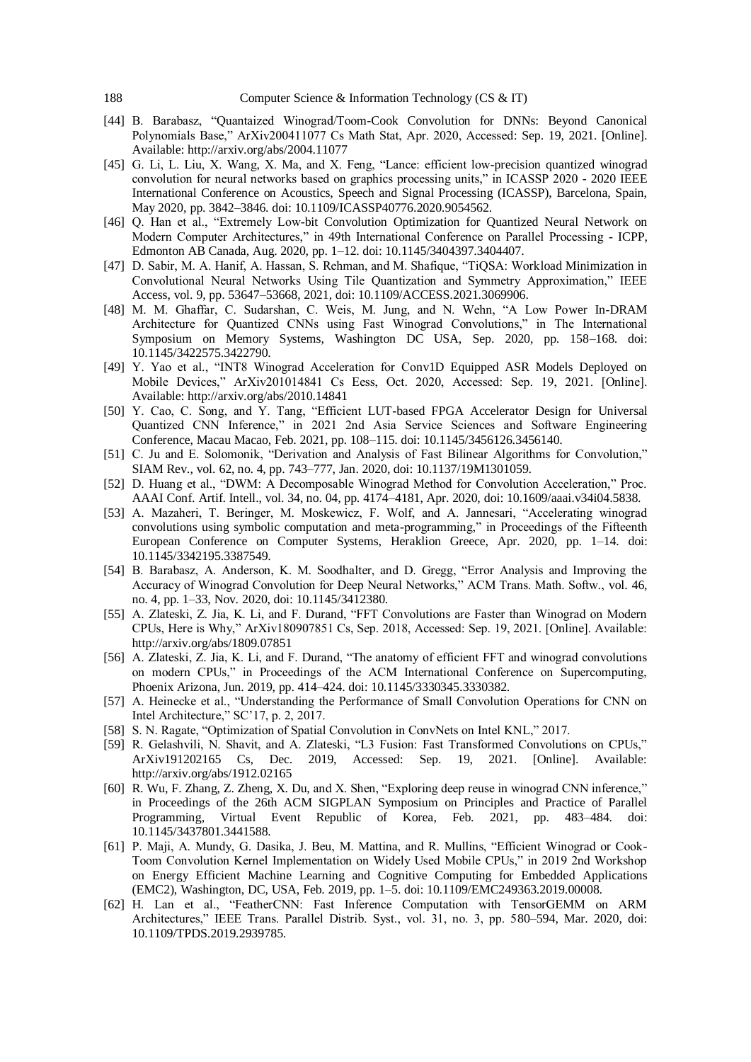[44] B. Barabasz, "Quantaized Winograd/Toom-Cook Convolution for DNNs: Beyond Canonical Polynomials Base," ArXiv200411077 Cs Math Stat, Apr. 2020, Accessed: Sep. 19, 2021. [Online]. Available: http://arxiv.org/abs/2004.11077

[45] G. Li, L. Liu, X. Wang, X. Ma, and X. Feng, "Lance: efficient low-precision quantized winograd convolution for neural networks based on graphics processing units," in ICASSP 2020 - 2020 IEEE International Conference on Acoustics, Speech and Signal Processing (ICASSP), Barcelona, Spain, May 2020, pp. 3842–3846. doi: 10.1109/ICASSP40776.2020.9054562.

[46] Q. Han et al., "Extremely Low-bit Convolution Optimization for Quantized Neural Network on Modern Computer Architectures," in 49th International Conference on Parallel Processing - ICPP, Edmonton AB Canada, Aug. 2020, pp. 1–12. doi: 10.1145/3404397.3404407.

[47] D. Sabir, M. A. Hanif, A. Hassan, S. Rehman, and M. Shafique, "TiQSA: Workload Minimization in Convolutional Neural Networks Using Tile Quantization and Symmetry Approximation," IEEE Access, vol. 9, pp. 53647–53668, 2021, doi: 10.1109/ACCESS.2021.3069906.

[48] M. M. Ghaffar, C. Sudarshan, C. Weis, M. Jung, and N. Wehn, "A Low Power In-DRAM Architecture for Quantized CNNs using Fast Winograd Convolutions," in The International Symposium on Memory Systems, Washington DC USA, Sep. 2020, pp. 158–168. doi: 10.1145/3422575.3422790.

[49] Y. Yao et al., "INT8 Winograd Acceleration for Conv1D Equipped ASR Models Deployed on Mobile Devices," ArXiv201014841 Cs Eess, Oct. 2020, Accessed: Sep. 19, 2021. [Online]. Available: http://arxiv.org/abs/2010.14841

[50] Y. Cao, C. Song, and Y. Tang, "Efficient LUT-based FPGA Accelerator Design for Universal Quantized CNN Inference," in 2021 2nd Asia Service Sciences and Software Engineering Conference, Macau Macao, Feb. 2021, pp. 108–115. doi: 10.1145/3456126.3456140.

[51] C. Ju and E. Solomonik, "Derivation and Analysis of Fast Bilinear Algorithms for Convolution," SIAM Rev., vol. 62, no. 4, pp. 743–777, Jan. 2020, doi: 10.1137/19M1301059.

[52] D. Huang et al., "DWM: A Decomposable Winograd Method for Convolution Acceleration," Proc. AAAI Conf. Artif. Intell., vol. 34, no. 04, pp. 4174–4181, Apr. 2020, doi: 10.1609/aaai.v34i04.5838.

[53] A. Mazaheri, T. Beringer, M. Moskewicz, F. Wolf, and A. Jannesari, "Accelerating winograd convolutions using symbolic computation and meta-programming," in Proceedings of the Fifteenth European Conference on Computer Systems, Heraklion Greece, Apr. 2020, pp. 1–14. doi: 10.1145/3342195.3387549.

[54] B. Barabasz, A. Anderson, K. M. Soodhalter, and D. Gregg, "Error Analysis and Improving the Accuracy of Winograd Convolution for Deep Neural Networks," ACM Trans. Math. Softw., vol. 46, no. 4, pp. 1–33, Nov. 2020, doi: 10.1145/3412380.

[55] A. Zlateski, Z. Jia, K. Li, and F. Durand, "FFT Convolutions are Faster than Winograd on Modern CPUs, Here is Why," ArXiv180907851 Cs, Sep. 2018, Accessed: Sep. 19, 2021. [Online]. Available: http://arxiv.org/abs/1809.07851

[56] A. Zlateski, Z. Jia, K. Li, and F. Durand, "The anatomy of efficient FFT and winograd convolutions on modern CPUs," in Proceedings of the ACM International Conference on Supercomputing, Phoenix Arizona, Jun. 2019, pp. 414–424. doi: 10.1145/3330345.3330382.

[57] A. Heinecke et al., "Understanding the Performance of Small Convolution Operations for CNN on Intel Architecture," SC'17, p. 2, 2017.

[58] S. N. Ragate, "Optimization of Spatial Convolution in ConvNets on Intel KNL," 2017.

[59] R. Gelashvili, N. Shavit, and A. Zlateski, "L3 Fusion: Fast Transformed Convolutions on CPUs," ArXiv191202165 Cs, Dec. 2019, Accessed: Sep. 19, 2021. [Online]. Available: http://arxiv.org/abs/1912.02165

[60] R. Wu, F. Zhang, Z. Zheng, X. Du, and X. Shen, "Exploring deep reuse in winograd CNN inference," in Proceedings of the 26th ACM SIGPLAN Symposium on Principles and Practice of Parallel Programming, Virtual Event Republic of Korea, Feb. 2021, pp. 483–484. doi: 10.1145/3437801.3441588.

[61] P. Maji, A. Mundy, G. Dasika, J. Beu, M. Mattina, and R. Mullins, "Efficient Winograd or Cook-Toom Convolution Kernel Implementation on Widely Used Mobile CPUs," in 2019 2nd Workshop on Energy Efficient Machine Learning and Cognitive Computing for Embedded Applications (EMC2), Washington, DC, USA, Feb. 2019, pp. 1–5. doi: 10.1109/EMC249363.2019.00008.

[62] H. Lan et al., "FeatherCNN: Fast Inference Computation with TensorGEMM on ARM Architectures," IEEE Trans. Parallel Distrib. Syst., vol. 31, no. 3, pp. 580–594, Mar. 2020, doi: 10.1109/TPDS.2019.2939785.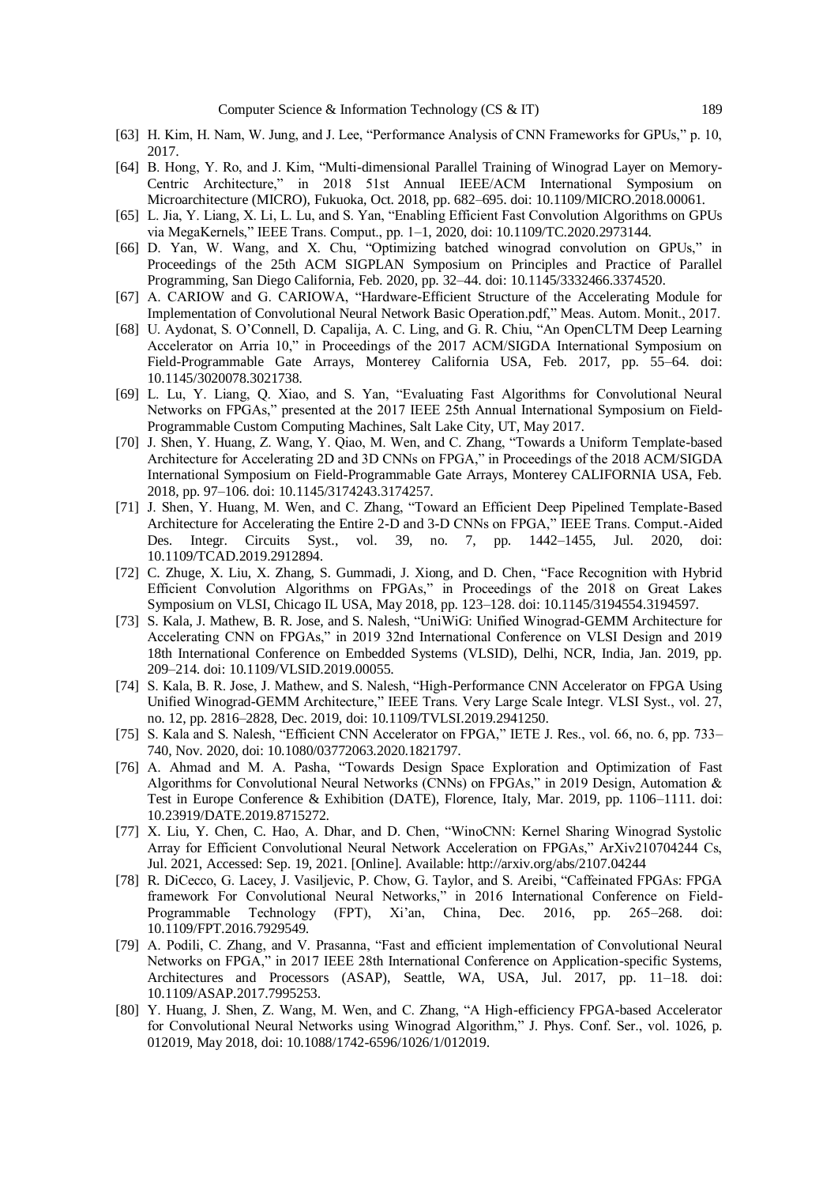[63] H. Kim, H. Nam, W. Jung, and J. Lee, "Performance Analysis of CNN Frameworks for GPUs," p. 10, 2017.

[64] B. Hong, Y. Ro, and J. Kim, "Multi-dimensional Parallel Training of Winograd Layer on Memory-Centric Architecture," in 2018 51st Annual IEEE/ACM International Symposium on Microarchitecture (MICRO), Fukuoka, Oct. 2018, pp. 682–695. doi: 10.1109/MICRO.2018.00061.

[65] L. Jia, Y. Liang, X. Li, L. Lu, and S. Yan, "Enabling Efficient Fast Convolution Algorithms on GPUs via MegaKernels," IEEE Trans. Comput., pp. 1–1, 2020, doi: 10.1109/TC.2020.2973144.

[66] D. Yan, W. Wang, and X. Chu, "Optimizing batched winograd convolution on GPUs," in Proceedings of the 25th ACM SIGPLAN Symposium on Principles and Practice of Parallel Programming, San Diego California, Feb. 2020, pp. 32–44. doi: 10.1145/3332466.3374520.

[67] A. CARIOW and G. CARIOWA, "Hardware-Efficient Structure of the Accelerating Module for Implementation of Convolutional Neural Network Basic Operation.pdf," Meas. Autom. Monit., 2017.

[68] U. Aydonat, S. O'Connell, D. Capalija, A. C. Ling, and G. R. Chiu, "An OpenCLTM Deep Learning Accelerator on Arria 10," in Proceedings of the 2017 ACM/SIGDA International Symposium on Field-Programmable Gate Arrays, Monterey California USA, Feb. 2017, pp. 55–64. doi: 10.1145/3020078.3021738.

[69] L. Lu, Y. Liang, Q. Xiao, and S. Yan, "Evaluating Fast Algorithms for Convolutional Neural Networks on FPGAs," presented at the 2017 IEEE 25th Annual International Symposium on Field-Programmable Custom Computing Machines, Salt Lake City, UT, May 2017.

[70] J. Shen, Y. Huang, Z. Wang, Y. Qiao, M. Wen, and C. Zhang, "Towards a Uniform Template-based Architecture for Accelerating 2D and 3D CNNs on FPGA," in Proceedings of the 2018 ACM/SIGDA International Symposium on Field-Programmable Gate Arrays, Monterey CALIFORNIA USA, Feb. 2018, pp. 97–106. doi: 10.1145/3174243.3174257.

[71] J. Shen, Y. Huang, M. Wen, and C. Zhang, "Toward an Efficient Deep Pipelined Template-Based Architecture for Accelerating the Entire 2-D and 3-D CNNs on FPGA," IEEE Trans. Comput.-Aided Des. Integr. Circuits Syst., vol. 39, no. 7, pp. 1442–1455, Jul. 2020, doi: 10.1109/TCAD.2019.2912894.

[72] C. Zhuge, X. Liu, X. Zhang, S. Gummadi, J. Xiong, and D. Chen, "Face Recognition with Hybrid Efficient Convolution Algorithms on FPGAs," in Proceedings of the 2018 on Great Lakes Symposium on VLSI, Chicago IL USA, May 2018, pp. 123–128. doi: 10.1145/3194554.3194597.

[73] S. Kala, J. Mathew, B. R. Jose, and S. Nalesh, "UniWiG: Unified Winograd-GEMM Architecture for Accelerating CNN on FPGAs," in 2019 32nd International Conference on VLSI Design and 2019 18th International Conference on Embedded Systems (VLSID), Delhi, NCR, India, Jan. 2019, pp. 209–214. doi: 10.1109/VLSID.2019.00055.

[74] S. Kala, B. R. Jose, J. Mathew, and S. Nalesh, "High-Performance CNN Accelerator on FPGA Using Unified Winograd-GEMM Architecture," IEEE Trans. Very Large Scale Integr. VLSI Syst., vol. 27, no. 12, pp. 2816–2828, Dec. 2019, doi: 10.1109/TVLSI.2019.2941250.

[75] S. Kala and S. Nalesh, "Efficient CNN Accelerator on FPGA," IETE J. Res., vol. 66, no. 6, pp. 733–740, Nov. 2020, doi: 10.1080/03772063.2020.1821797.

[76] A. Ahmad and M. A. Pasha, "Towards Design Space Exploration and Optimization of Fast Algorithms for Convolutional Neural Networks (CNNs) on FPGAs," in 2019 Design, Automation & Test in Europe Conference & Exhibition (DATE), Florence, Italy, Mar. 2019, pp. 1106–1111. doi: 10.23919/DATE.2019.8715272.

[77] X. Liu, Y. Chen, C. Hao, A. Dhar, and D. Chen, "WinoCNN: Kernel Sharing Winograd Systolic Array for Efficient Convolutional Neural Network Acceleration on FPGAs," ArXiv210704244 Cs, Jul. 2021, Accessed: Sep. 19, 2021. [Online]. Available: http://arxiv.org/abs/2107.04244

[78] R. DiCecco, G. Lacey, J. Vasiljevic, P. Chow, G. Taylor, and S. Areibi, "Caffeinated FPGAs: FPGA framework For Convolutional Neural Networks," in 2016 International Conference on Field-Programmable Technology (FPT), Xi'an, China, Dec. 2016, pp. 265–268. doi: 10.1109/FPT.2016.7929549.

[79] A. Podili, C. Zhang, and V. Prasanna, "Fast and efficient implementation of Convolutional Neural Networks on FPGA," in 2017 IEEE 28th International Conference on Application-specific Systems, Architectures and Processors (ASAP), Seattle, WA, USA, Jul. 2017, pp. 11–18. doi: 10.1109/ASAP.2017.7995253.

[80] Y. Huang, J. Shen, Z. Wang, M. Wen, and C. Zhang, "A High-efficiency FPGA-based Accelerator for Convolutional Neural Networks using Winograd Algorithm," J. Phys. Conf. Ser., vol. 1026, p. 012019, May 2018, doi: 10.1088/1742-6596/1026/1/012019.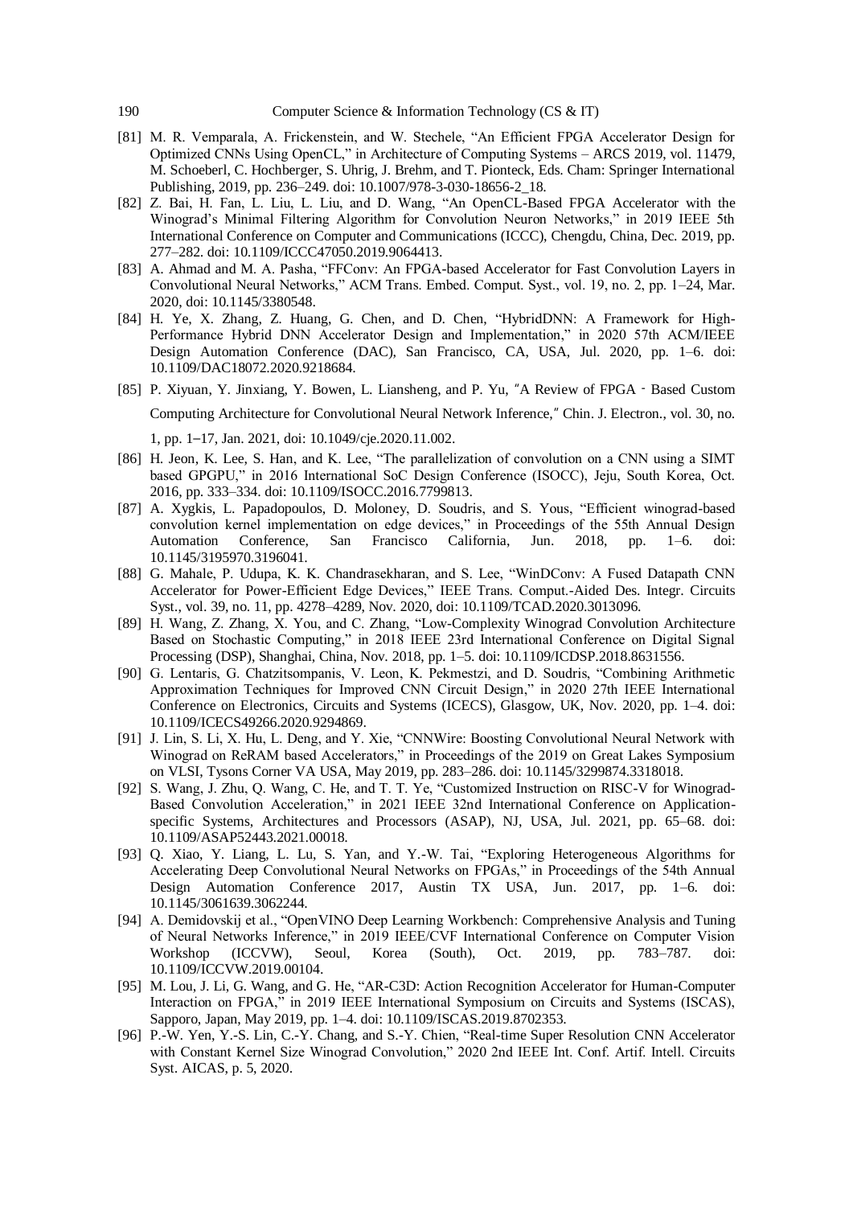[81] M. R. Vemparala, A. Frickenstein, and W. Stechele, “An Efficient FPGA Accelerator Design for Optimized CNNs Using OpenCL,” in Architecture of Computing Systems – ARCS 2019, vol. 11479, M. Schoeberl, C. Hochberger, S. Uhrig, J. Brehm, and T. Pionteck, Eds. Cham: Springer International Publishing, 2019, pp. 236–249. doi: 10.1007/978-3-030-18656-2_18.

[82] Z. Bai, H. Fan, L. Liu, L. Liu, and D. Wang, “An OpenCL-Based FPGA Accelerator with the Winograd’s Minimal Filtering Algorithm for Convolution Neuron Networks,” in 2019 IEEE 5th International Conference on Computer and Communications (ICCC), Chengdu, China, Dec. 2019, pp. 277–282. doi: 10.1109/ICCC47050.2019.9064413.

[83] A. Ahmad and M. A. Pasha, “FFConv: An FPGA-based Accelerator for Fast Convolution Layers in Convolutional Neural Networks,” ACM Trans. Embed. Comput. Syst., vol. 19, no. 2, pp. 1–24, Mar. 2020, doi: 10.1145/3380548.

[84] H. Ye, X. Zhang, Z. Huang, G. Chen, and D. Chen, “HybridDNN: A Framework for High-Performance Hybrid DNN Accelerator Design and Implementation,” in 2020 57th ACM/IEEE Design Automation Conference (DAC), San Francisco, CA, USA, Jul. 2020, pp. 1–6. doi: 10.1109/DAC18072.2020.9218684.

[85] P. Xiyuan, Y. Jinxiang, Y. Bowen, L. Liansheng, and P. Yu, "A Review of FPGA‐Based Custom Computing Architecture for Convolutional Neural Network Inference," Chin. J. Electron., vol. 30, no. 1, pp. 1–17, Jan. 2021, doi: 10.1049/cje.2020.11.002.

[86] H. Jeon, K. Lee, S. Han, and K. Lee, “The parallelization of convolution on a CNN using a SIMT based GPGPU,” in 2016 International SoC Design Conference (ISOCC), Jeju, South Korea, Oct. 2016, pp. 333–334. doi: 10.1109/ISOCC.2016.7799813.

[87] A. Xygkis, L. Papadopoulos, D. Moloney, D. Soudris, and S. Yous, “Efficient winograd-based convolution kernel implementation on edge devices,” in Proceedings of the 55th Annual Design Automation Conference, San Francisco California, Jun. 2018, pp. 1–6. doi: 10.1145/3195970.3196041.

[88] G. Mahale, P. Udupa, K. K. Chandrasekharan, and S. Lee, “WinDConv: A Fused Datapath CNN Accelerator for Power-Efficient Edge Devices,” IEEE Trans. Comput.-Aided Des. Integr. Circuits Syst., vol. 39, no. 11, pp. 4278–4289, Nov. 2020, doi: 10.1109/TCAD.2020.3013096.

[89] H. Wang, Z. Zhang, X. You, and C. Zhang, “Low-Complexity Winograd Convolution Architecture Based on Stochastic Computing,” in 2018 IEEE 23rd International Conference on Digital Signal Processing (DSP), Shanghai, China, Nov. 2018, pp. 1–5. doi: 10.1109/ICDSP.2018.8631556.

[90] G. Lentaris, G. Chatzitsompanis, V. Leon, K. Pekmestzi, and D. Soudris, “Combining Arithmetic Approximation Techniques for Improved CNN Circuit Design,” in 2020 27th IEEE International Conference on Electronics, Circuits and Systems (ICECS), Glasgow, UK, Nov. 2020, pp. 1–4. doi: 10.1109/ICECS49266.2020.9294869.

[91] J. Lin, S. Li, X. Hu, L. Deng, and Y. Xie, “CNNWire: Boosting Convolutional Neural Network with Winograd on ReRAM based Accelerators,” in Proceedings of the 2019 on Great Lakes Symposium on VLSI, Tysons Corner VA USA, May 2019, pp. 283–286. doi: 10.1145/3299874.3318018.

[92] S. Wang, J. Zhu, Q. Wang, C. He, and T. T. Ye, “Customized Instruction on RISC-V for Winograd-Based Convolution Acceleration,” in 2021 IEEE 32nd International Conference on Application-specific Systems, Architectures and Processors (ASAP), NJ, USA, Jul. 2021, pp. 65–68. doi: 10.1109/ASAP52443.2021.00018.

[93] Q. Xiao, Y. Liang, L. Lu, S. Yan, and Y.-W. Tai, “Exploring Heterogeneous Algorithms for Accelerating Deep Convolutional Neural Networks on FPGAs,” in Proceedings of the 54th Annual Design Automation Conference 2017, Austin TX USA, Jun. 2017, pp. 1–6. doi: 10.1145/3061639.3062244.

[94] A. Demidovskij et al., “OpenVINO Deep Learning Workbench: Comprehensive Analysis and Tuning of Neural Networks Inference,” in 2019 IEEE/CVF International Conference on Computer Vision Workshop (ICCVW), Seoul, Korea (South), Oct. 2019, pp. 783–787. doi: 10.1109/ICCVW.2019.00104.

[95] M. Lou, J. Li, G. Wang, and G. He, “AR-C3D: Action Recognition Accelerator for Human-Computer Interaction on FPGA,” in 2019 IEEE International Symposium on Circuits and Systems (ISCAS), Sapporo, Japan, May 2019, pp. 1–4. doi: 10.1109/ISCAS.2019.8702353.

[96] P.-W. Yen, Y.-S. Lin, C.-Y. Chang, and S.-Y. Chien, “Real-time Super Resolution CNN Accelerator with Constant Kernel Size Winograd Convolution,” 2020 2nd IEEE Int. Conf. Artif. Intell. Circuits Syst. AICAS, p. 5, 2020.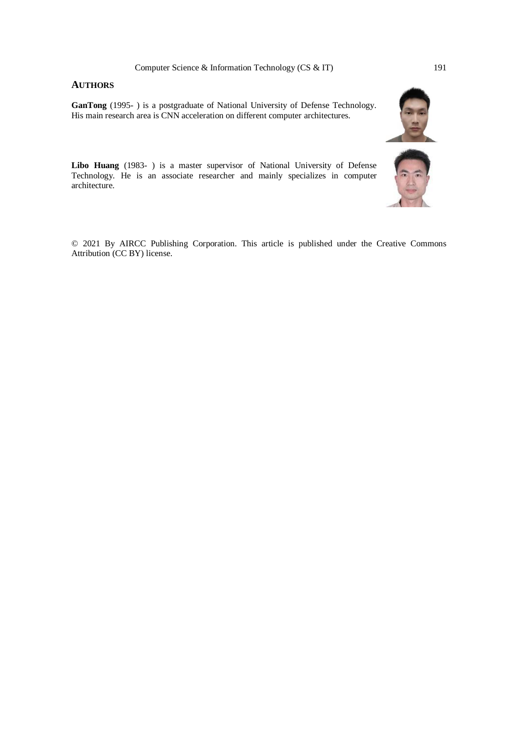## AUTHORS

**GanTong** (1995- ) is a postgraduate of National University of Defense Technology. His main research area is CNN acceleration on different computer architectures.

**Libo Huang** (1983- ) is a master supervisor of National University of Defense Technology. He is an associate researcher and mainly specializes in computer architecture.

© 2021 By AIRCC Publishing Corporation. This article is published under the Creative Commons Attribution (CC BY) license.